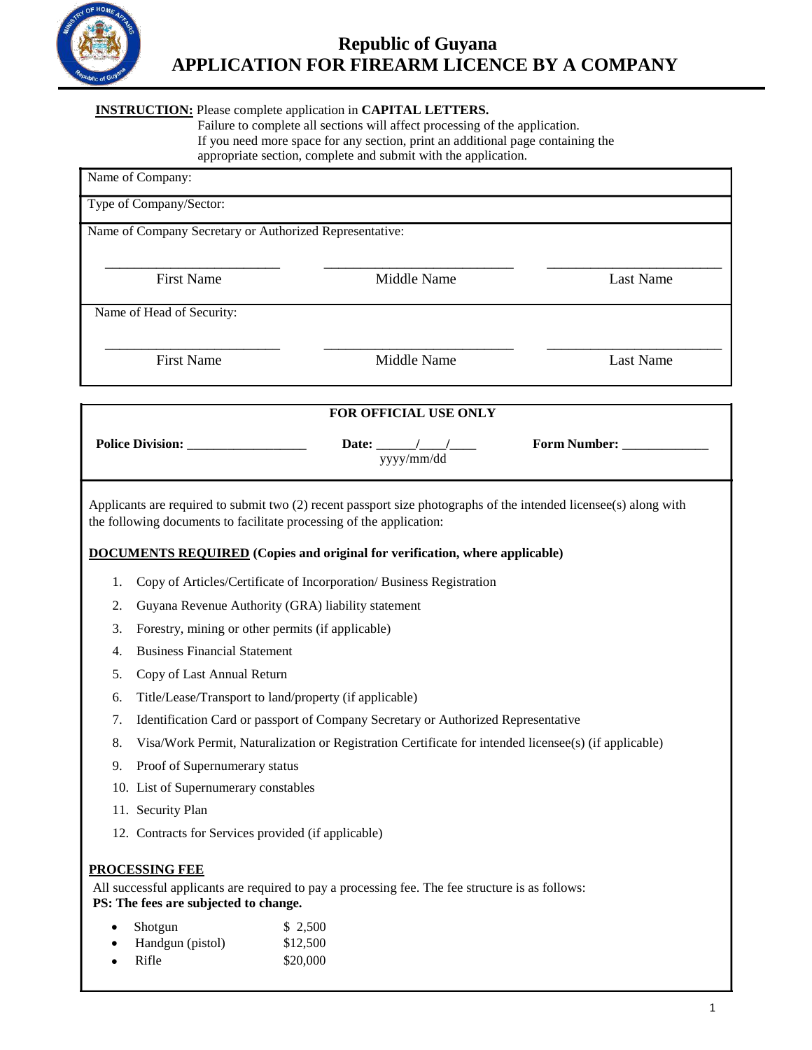# Republic of Guyana
# APPLICATION FOR FIREARM LICENCE BY A COMPANY

**INSTRUCTION:** Please complete application in **CAPITAL LETTERS.**
Failure to complete all sections will affect processing of the application.
If you need more space for any section, print an additional page containing the appropriate section, complete and submit with the application.

| Name of Company: | | |
|---|---|---|
| Type of Company/Sector: | | |
| Name of Company Secretary or Authorized Representative: | | |
| ______________________ | ______________________ | ______________________ |
| First Name | Middle Name | Last Name |
| Name of Head of Security: | | |
| ______________________ | ______________________ | ______________________ |
| First Name | Middle Name | Last Name |

**FOR OFFICIAL USE ONLY**

**Police Division:** _________________ **Date:** _____/____/____ (yyyy/mm/dd) **Form Number:** ____________

Applicants are required to submit two (2) recent passport size photographs of the intended licensee(s) along with the following documents to facilitate processing of the application:

**DOCUMENTS REQUIRED (Copies and original for verification, where applicable)**

1. Copy of Articles/Certificate of Incorporation/ Business Registration
2. Guyana Revenue Authority (GRA) liability statement
3. Forestry, mining or other permits (if applicable)
4. Business Financial Statement
5. Copy of Last Annual Return
6. Title/Lease/Transport to land/property (if applicable)
7. Identification Card or passport of Company Secretary or Authorized Representative
8. Visa/Work Permit, Naturalization or Registration Certificate for intended licensee(s) (if applicable)
9. Proof of Supernumerary status
10. List of Supernumerary constables
11. Security Plan
12. Contracts for Services provided (if applicable)

**PROCESSING FEE**

All successful applicants are required to pay a processing fee. The fee structure is as follows:
**PS: The fees are subjected to change.**

- Shotgun $ 2,500
- Handgun (pistol) $12,500
- Rifle $20,000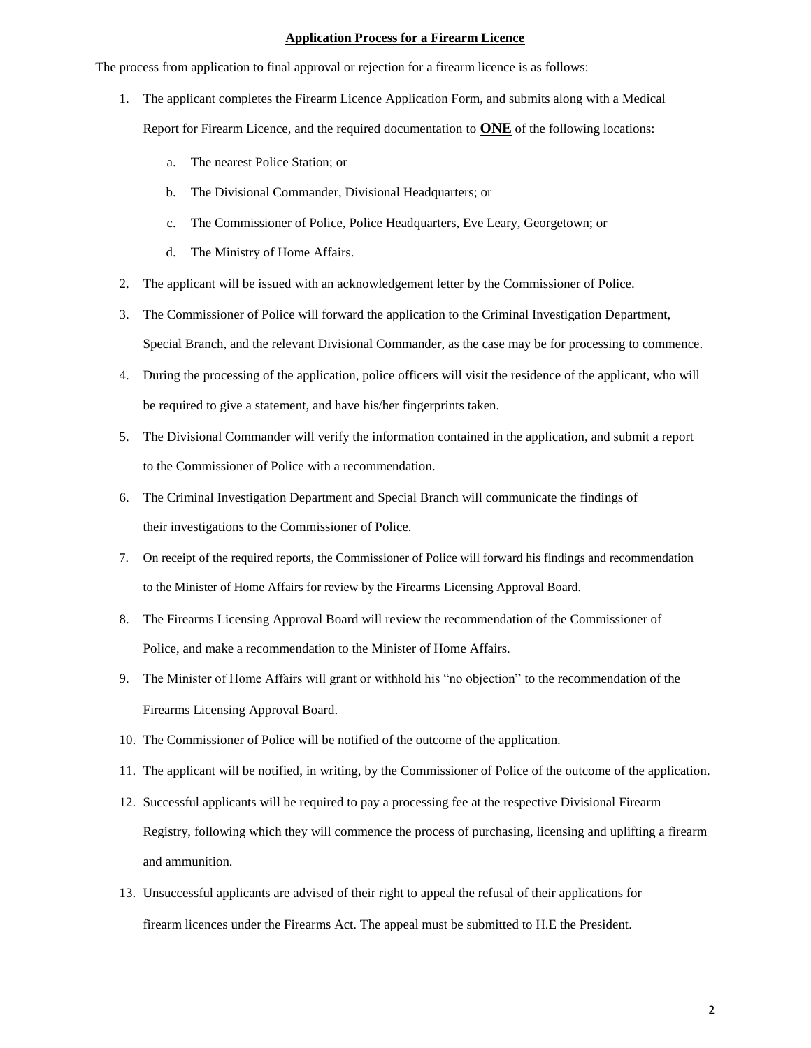## Application Process for a Firearm Licence

The process from application to final approval or rejection for a firearm licence is as follows:

1. The applicant completes the Firearm Licence Application Form, and submits along with a Medical Report for Firearm Licence, and the required documentation to **ONE** of the following locations:
   a. The nearest Police Station; or
   b. The Divisional Commander, Divisional Headquarters; or
   c. The Commissioner of Police, Police Headquarters, Eve Leary, Georgetown; or
   d. The Ministry of Home Affairs.
2. The applicant will be issued with an acknowledgement letter by the Commissioner of Police.
3. The Commissioner of Police will forward the application to the Criminal Investigation Department, Special Branch, and the relevant Divisional Commander, as the case may be for processing to commence.
4. During the processing of the application, police officers will visit the residence of the applicant, who will be required to give a statement, and have his/her fingerprints taken.
5. The Divisional Commander will verify the information contained in the application, and submit a report to the Commissioner of Police with a recommendation.
6. The Criminal Investigation Department and Special Branch will communicate the findings of their investigations to the Commissioner of Police.
7. On receipt of the required reports, the Commissioner of Police will forward his findings and recommendation to the Minister of Home Affairs for review by the Firearms Licensing Approval Board.
8. The Firearms Licensing Approval Board will review the recommendation of the Commissioner of Police, and make a recommendation to the Minister of Home Affairs.
9. The Minister of Home Affairs will grant or withhold his "no objection" to the recommendation of the Firearms Licensing Approval Board.
10. The Commissioner of Police will be notified of the outcome of the application.
11. The applicant will be notified, in writing, by the Commissioner of Police of the outcome of the application.
12. Successful applicants will be required to pay a processing fee at the respective Divisional Firearm Registry, following which they will commence the process of purchasing, licensing and uplifting a firearm and ammunition.
13. Unsuccessful applicants are advised of their right to appeal the refusal of their applications for firearm licences under the Firearms Act. The appeal must be submitted to H.E the President.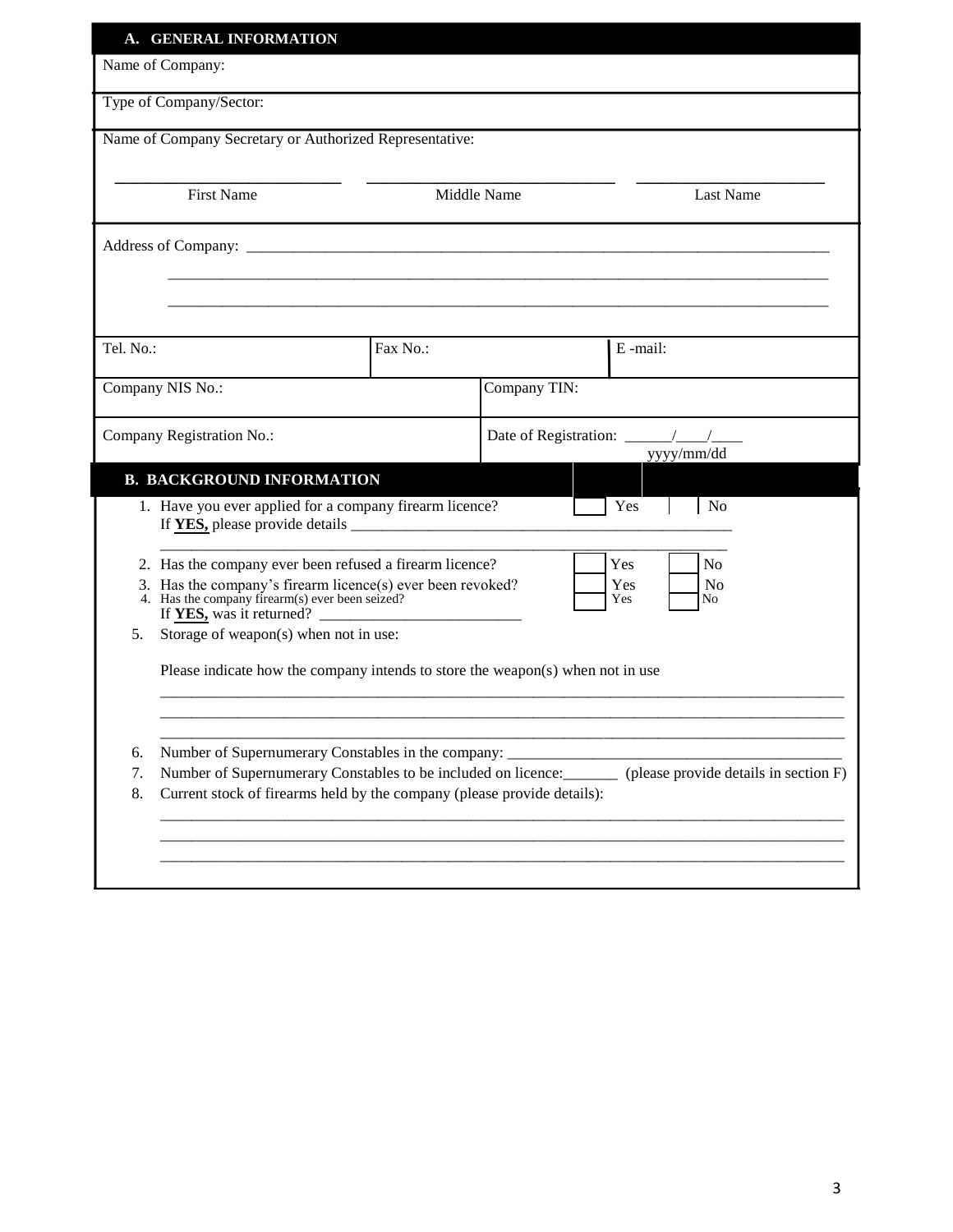## A. GENERAL INFORMATION

| Name of Company: | | |
|---|---|---|
| Type of Company/Sector: | | |

Name of Company Secretary or Authorized Representative:

| ____________________ | ____________________ | ____________________ |
|---|---|---|
| First Name | Middle Name | Last Name |

Address of Company: ______________________________________________________________________________

______________________________________________________________________________

______________________________________________________________________________

| Tel. No.: | Fax No.: | E -mail: |
|---|---|---|

| Company NIS No.: | Company TIN: |
|---|---|
| Company Registration No.: | Date of Registration: ______/____/____ yyyy/mm/dd |

## B. BACKGROUND INFORMATION

1. Have you ever applied for a company firearm licence? ☐ Yes ☐ No
   If **YES,** please provide details ______________________________________________
   ______________________________________________________________________
2. Has the company ever been refused a firearm licence? ☐ Yes ☐ No
3. Has the company's firearm licence(s) ever been revoked? ☐ Yes ☐ No
4. Has the company firearm(s) ever been seized? ☐ Yes ☐ No
   If **YES,** was it returned? ________________________
5. Storage of weapon(s) when not in use:

   Please indicate how the company intends to store the weapon(s) when not in use

   ______________________________________________________________________________
   ______________________________________________________________________________
   ______________________________________________________________________________
6. Number of Supernumerary Constables in the company: ______________________________________
7. Number of Supernumerary Constables to be included on licence:_______ (please provide details in section F)
8. Current stock of firearms held by the company (please provide details):

   ______________________________________________________________________________
   ______________________________________________________________________________
   ______________________________________________________________________________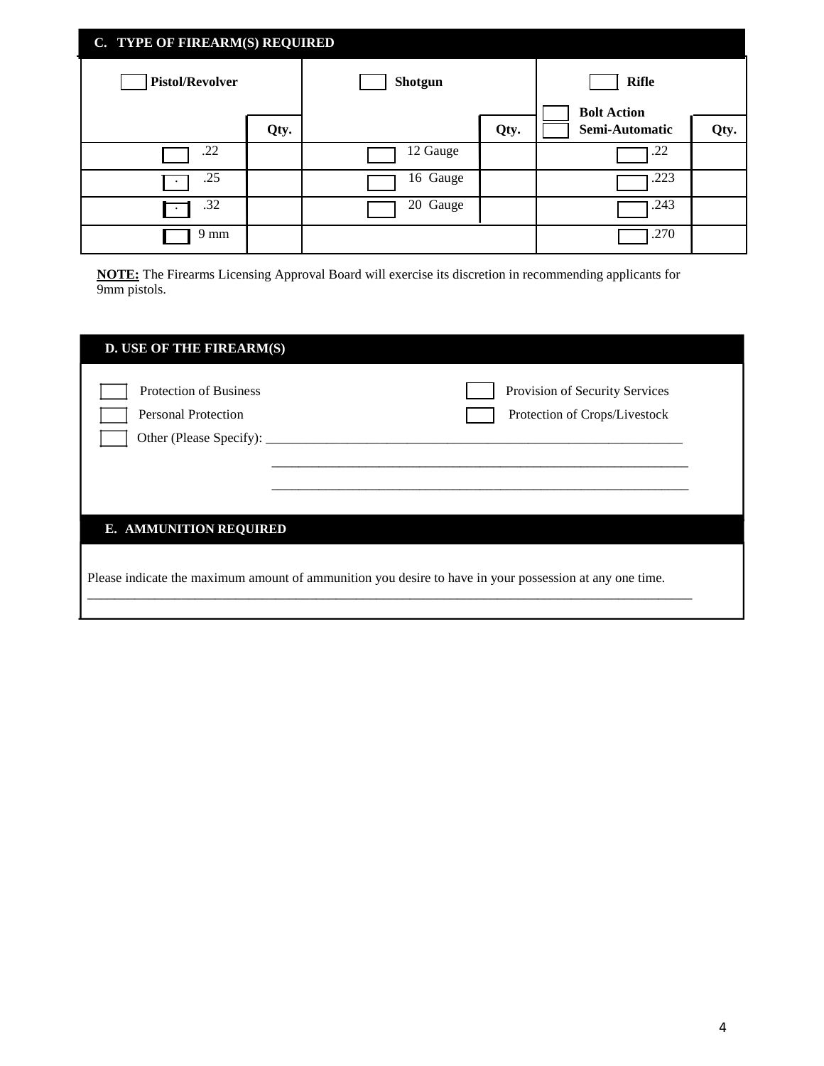## C. TYPE OF FIREARM(S) REQUIRED

| ☐ Pistol/Revolver | Qty. | ☐ Shotgun | Qty. | ☐ Rifle<br>☐ Bolt Action<br>☐ Semi-Automatic | Qty. |
|---|---|---|---|---|---|
| ☐ .22 | | ☐ 12 Gauge | | ☐ .22 | |
| ☐ .25 | | ☐ 16 Gauge | | ☐ .223 | |
| ☐ .32 | | ☐ 20 Gauge | | ☐ .243 | |
| ☐ 9 mm | | | | ☐ .270 | |

**NOTE:** The Firearms Licensing Approval Board will exercise its discretion in recommending applicants for 9mm pistols.

## D. USE OF THE FIREARM(S)

☐ Protection of Business ☐ Provision of Security Services

☐ Personal Protection ☐ Protection of Crops/Livestock

☐ Other (Please Specify): ______________________________________________________________

______________________________________________________________

______________________________________________________________

## E. AMMUNITION REQUIRED

Please indicate the maximum amount of ammunition you desire to have in your possession at any one time.

__________________________________________________________________________________________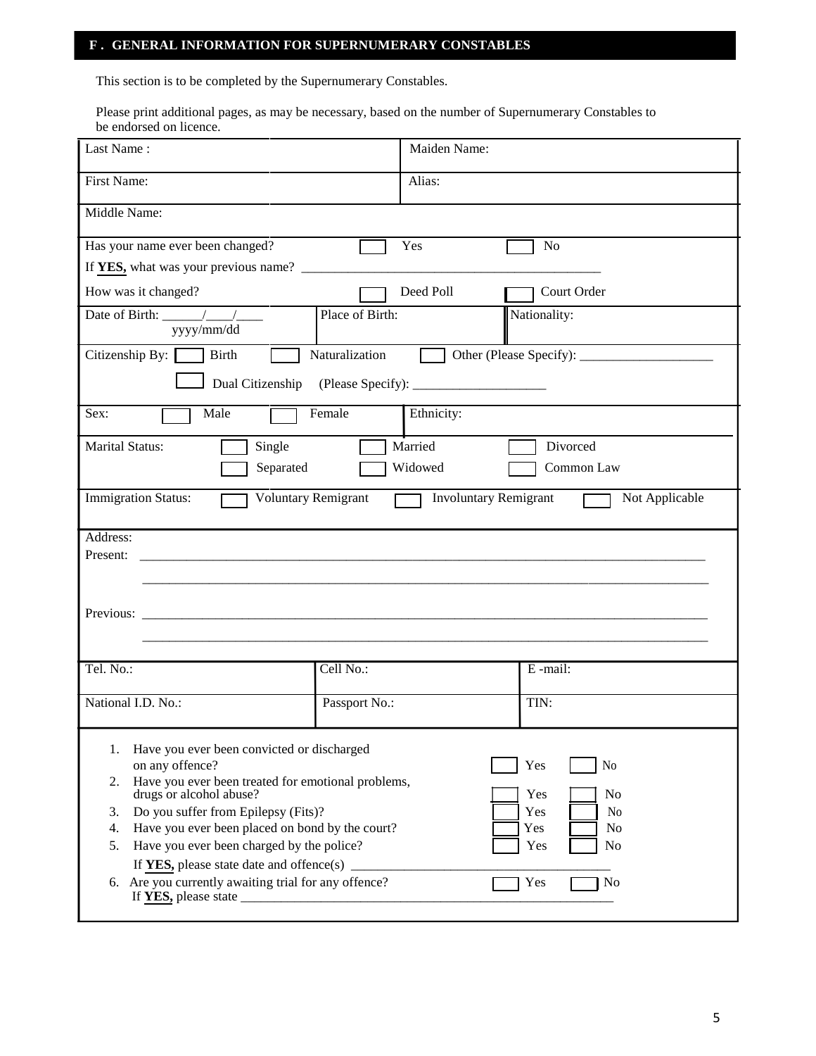## F . GENERAL INFORMATION FOR SUPERNUMERARY CONSTABLES

This section is to be completed by the Supernumerary Constables.

Please print additional pages, as may be necessary, based on the number of Supernumerary Constables to be endorsed on licence.

| | |
|---|---|
| Last Name : | Maiden Name: |
| First Name: | Alias: |
| Middle Name: | |

Has your name ever been changed? ☐ Yes ☐ No

If **YES,** what was your previous name? ___________________________________________

How was it changed? ☐ Deed Poll ☐ Court Order

| | | |
|---|---|---|
| Date of Birth: ______/____/____ yyyy/mm/dd | Place of Birth: | Nationality: |

Citizenship By: ☐ Birth ☐ Naturalization ☐ Other (Please Specify): ___________________

☐ Dual Citizenship (Please Specify): ___________________

Sex: ☐ Male ☐ Female | Ethnicity:

Marital Status: ☐ Single ☐ Married ☐ Divorced ☐ Separated ☐ Widowed ☐ Common Law

Immigration Status: ☐ Voluntary Remigrant ☐ Involuntary Remigrant ☐ Not Applicable

Address:

Present: ______________________________________________________________________________

______________________________________________________________________________

Previous: ______________________________________________________________________________

______________________________________________________________________________

| | | |
|---|---|---|
| Tel. No.: | Cell No.: | E -mail: |
| National I.D. No.: | Passport No.: | TIN: |

1. Have you ever been convicted or discharged on any offence? ☐ Yes ☐ No
2. Have you ever been treated for emotional problems, drugs or alcohol abuse? ☐ Yes ☐ No
3. Do you suffer from Epilepsy (Fits)? ☐ Yes ☐ No
4. Have you ever been placed on bond by the court? ☐ Yes ☐ No
5. Have you ever been charged by the police? ☐ Yes ☐ No

   If **YES,** please state date and offence(s) ____________________________________

6. Are you currently awaiting trial for any offence? ☐ Yes ☐ No

   If **YES,** please state _______________________________________________________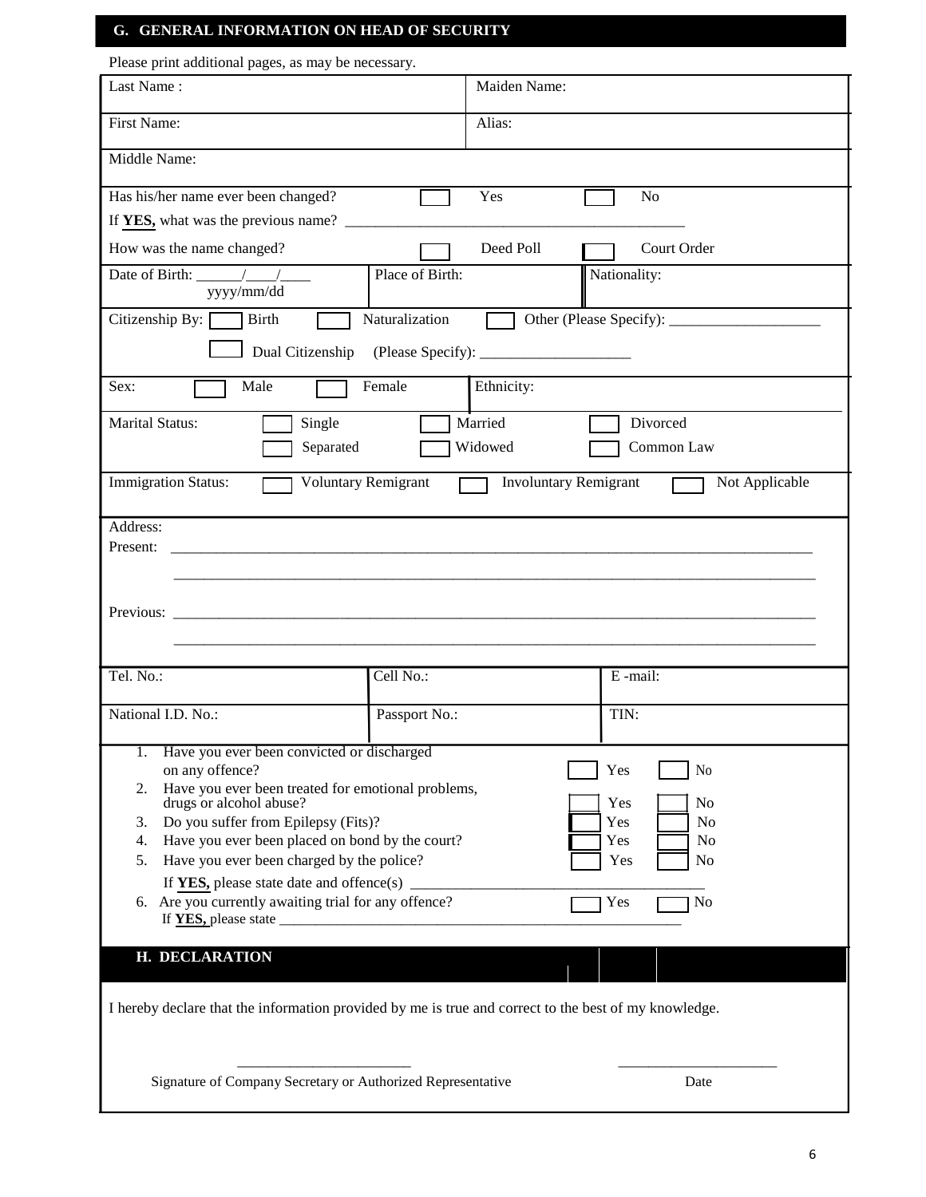## G. GENERAL INFORMATION ON HEAD OF SECURITY

Please print additional pages, as may be necessary.

| | |
|---|---|
| Last Name : | Maiden Name: |
| First Name: | Alias: |
| Middle Name: | |

Has his/her name ever been changed? ☐ Yes ☐ No

If **YES,** what was the previous name? ___________________________________________

How was the name changed? ☐ Deed Poll ☐ Court Order

| | | |
|---|---|---|
| Date of Birth: ______/____/____ yyyy/mm/dd | Place of Birth: | Nationality: |

Citizenship By: ☐ Birth ☐ Naturalization ☐ Other (Please Specify): ____________________

☐ Dual Citizenship (Please Specify): ____________________

Sex: ☐ Male ☐ Female | Ethnicity:

Marital Status: ☐ Single ☐ Married ☐ Divorced ☐ Separated ☐ Widowed ☐ Common Law

Immigration Status: ☐ Voluntary Remigrant ☐ Involuntary Remigrant ☐ Not Applicable

Address:

Present: ____________________________________________________________________________________

____________________________________________________________________________________

Previous: ____________________________________________________________________________________

____________________________________________________________________________________

| | | |
|---|---|---|
| Tel. No.: | Cell No.: | E -mail: |
| National I.D. No.: | Passport No.: | TIN: |

1. Have you ever been convicted or discharged on any offence? ☐ Yes ☐ No
2. Have you ever been treated for emotional problems, drugs or alcohol abuse? ☐ Yes ☐ No
3. Do you suffer from Epilepsy (Fits)? ☐ Yes ☐ No
4. Have you ever been placed on bond by the court? ☐ Yes ☐ No
5. Have you ever been charged by the police? ☐ Yes ☐ No

   If **YES,** please state date and offence(s) ______________________________________

6. Are you currently awaiting trial for any offence? ☐ Yes ☐ No

   If **YES,** please state _______________________________________________________

## H. DECLARATION

I hereby declare that the information provided by me is true and correct to the best of my knowledge.

_______________________ _____________________

Signature of Company Secretary or Authorized Representative Date